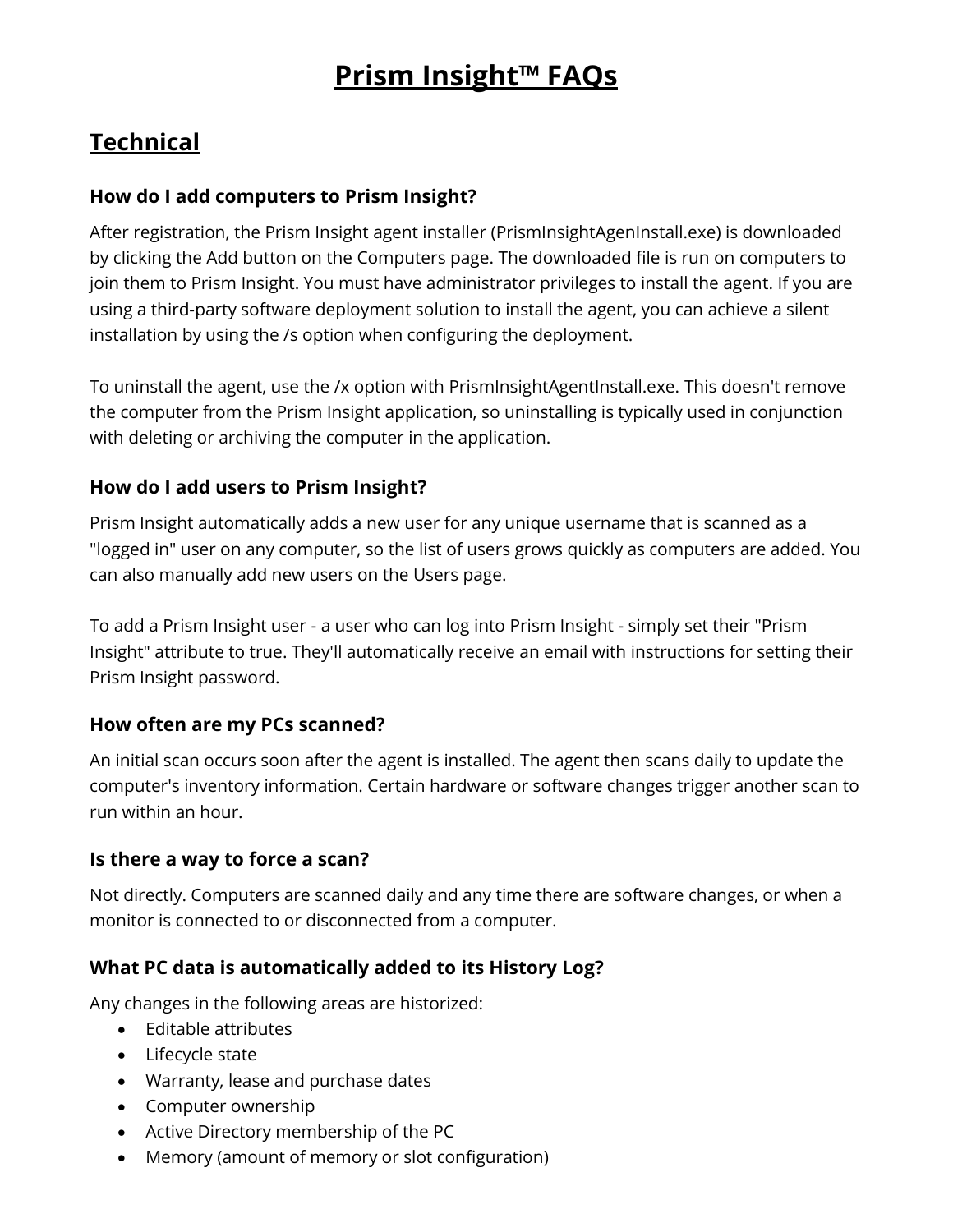# Prism Insight™ FAQs

## Technical

### How do I add computers to Prism Insight?

After registration, the Prism Insight agent installer (PrismInsightAgenInstall.exe) is downloaded by clicking the Add button on the Computers page. The downloaded file is run on computers to join them to Prism Insight. You must have administrator privileges to install the agent. If you are using a third-party software deployment solution to install the agent, you can achieve a silent installation by using the /s option when configuring the deployment.

To uninstall the agent, use the /x option with PrismInsightAgentInstall.exe. This doesn't remove the computer from the Prism Insight application, so uninstalling is typically used in conjunction with deleting or archiving the computer in the application.

### How do I add users to Prism Insight?

Prism Insight automatically adds a new user for any unique username that is scanned as a "logged in" user on any computer, so the list of users grows quickly as computers are added. You can also manually add new users on the Users page.

To add a Prism Insight user - a user who can log into Prism Insight - simply set their "Prism Insight" attribute to true. They'll automatically receive an email with instructions for setting their Prism Insight password.

### How often are my PCs scanned?

An initial scan occurs soon after the agent is installed. The agent then scans daily to update the computer's inventory information. Certain hardware or software changes trigger another scan to run within an hour.

### Is there a way to force a scan?

Not directly. Computers are scanned daily and any time there are software changes, or when a monitor is connected to or disconnected from a computer.

### What PC data is automatically added to its History Log?

Any changes in the following areas are historized:

- Editable attributes
- Lifecycle state
- Warranty, lease and purchase dates
- Computer ownership
- Active Directory membership of the PC
- Memory (amount of memory or slot configuration)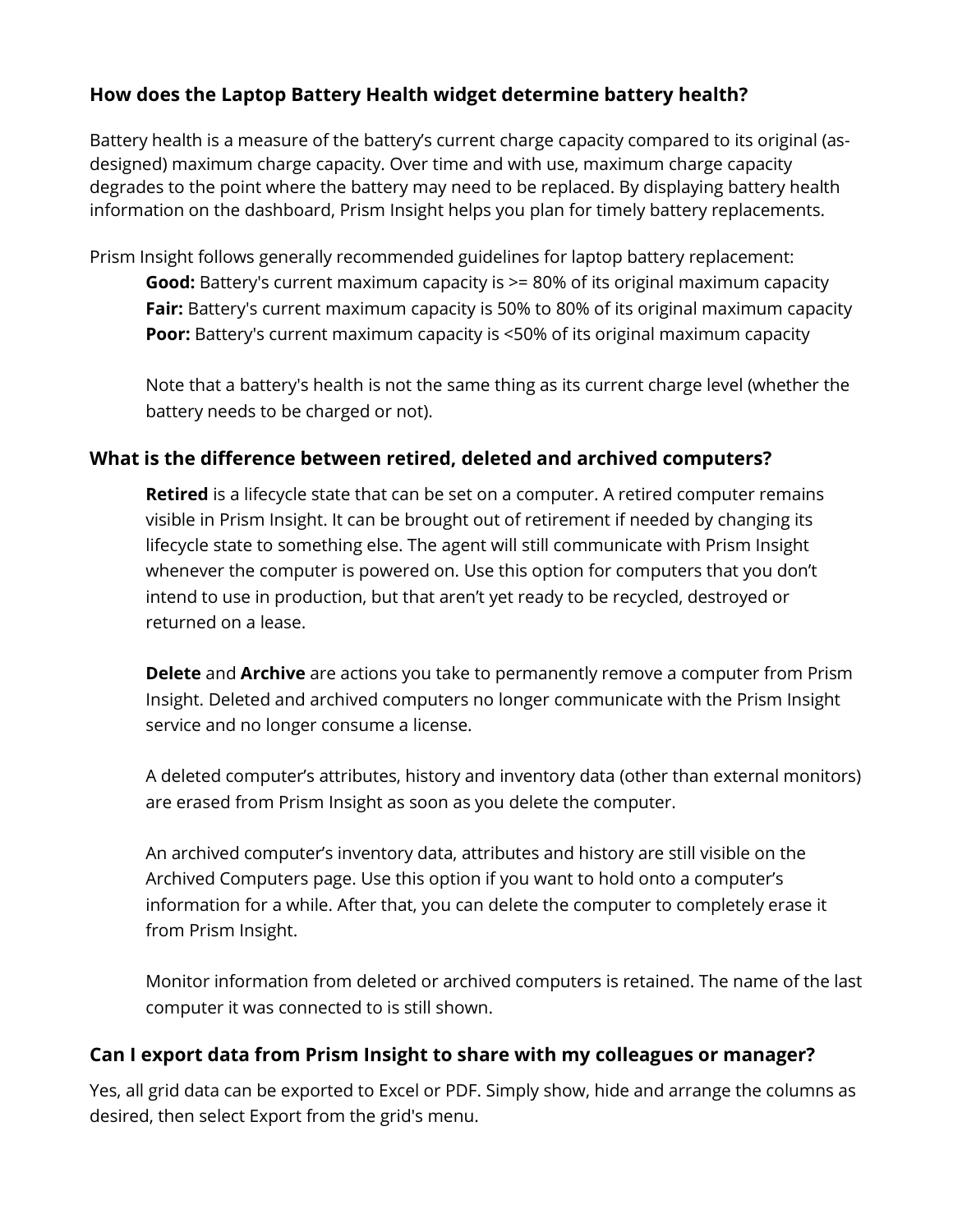### How does the Laptop Battery Health widget determine battery health?

Battery health is a measure of the battery's current charge capacity compared to its original (as-designed) maximum charge capacity. Over time and with use, maximum charge capacity degrades to the point where the battery may need to be replaced. By displaying battery health information on the dashboard, Prism Insight helps you plan for timely battery replacements.

Prism Insight follows generally recommended guidelines for laptop battery replacement:

**Good:** Battery's current maximum capacity is >= 80% of its original maximum capacity
**Fair:** Battery's current maximum capacity is 50% to 80% of its original maximum capacity
**Poor:** Battery's current maximum capacity is <50% of its original maximum capacity

Note that a battery's health is not the same thing as its current charge level (whether the battery needs to be charged or not).

### What is the difference between retired, deleted and archived computers?

**Retired** is a lifecycle state that can be set on a computer. A retired computer remains visible in Prism Insight. It can be brought out of retirement if needed by changing its lifecycle state to something else. The agent will still communicate with Prism Insight whenever the computer is powered on. Use this option for computers that you don't intend to use in production, but that aren't yet ready to be recycled, destroyed or returned on a lease.

**Delete** and **Archive** are actions you take to permanently remove a computer from Prism Insight. Deleted and archived computers no longer communicate with the Prism Insight service and no longer consume a license.

A deleted computer's attributes, history and inventory data (other than external monitors) are erased from Prism Insight as soon as you delete the computer.

An archived computer's inventory data, attributes and history are still visible on the Archived Computers page. Use this option if you want to hold onto a computer's information for a while. After that, you can delete the computer to completely erase it from Prism Insight.

Monitor information from deleted or archived computers is retained. The name of the last computer it was connected to is still shown.

### Can I export data from Prism Insight to share with my colleagues or manager?

Yes, all grid data can be exported to Excel or PDF. Simply show, hide and arrange the columns as desired, then select Export from the grid's menu.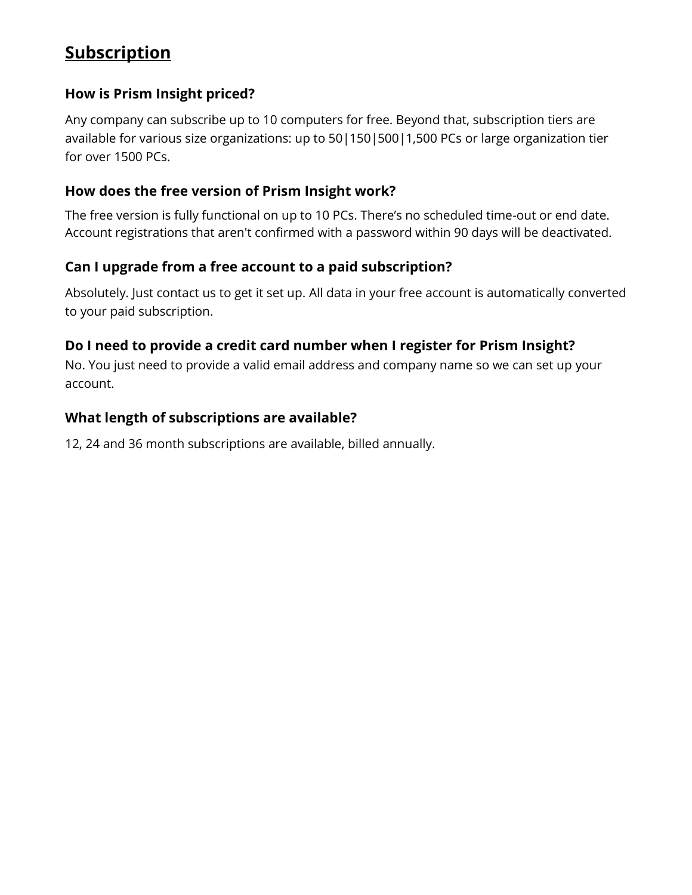## Subscription

### How is Prism Insight priced?

Any company can subscribe up to 10 computers for free. Beyond that, subscription tiers are available for various size organizations: up to 50|150|500|1,500 PCs or large organization tier for over 1500 PCs.

### How does the free version of Prism Insight work?

The free version is fully functional on up to 10 PCs. There's no scheduled time-out or end date. Account registrations that aren't confirmed with a password within 90 days will be deactivated.

### Can I upgrade from a free account to a paid subscription?

Absolutely. Just contact us to get it set up. All data in your free account is automatically converted to your paid subscription.

### Do I need to provide a credit card number when I register for Prism Insight?

No. You just need to provide a valid email address and company name so we can set up your account.

### What length of subscriptions are available?

12, 24 and 36 month subscriptions are available, billed annually.